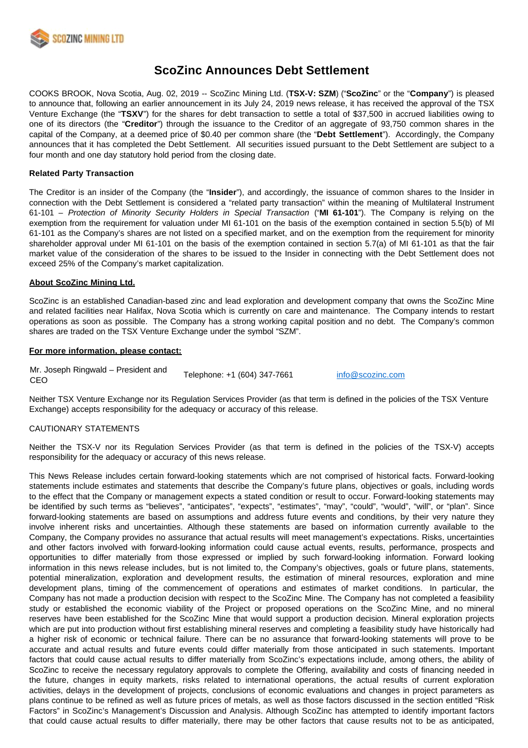# ScoZinc Announces Debt Settlement

COOKS BROOK, Nova Scotia, Aug. 02, 2019 -- ScoZinc Mining Ltd. (**TSX-V: SZM**) ("**ScoZinc**" or the "**Company**") is pleased to announce that, following an earlier announcement in its July 24, 2019 news release, it has received the approval of the TSX Venture Exchange (the "**TSXV**") for the shares for debt transaction to settle a total of $37,500 in accrued liabilities owing to one of its directors (the "**Creditor**") through the issuance to the Creditor of an aggregate of 93,750 common shares in the capital of the Company, at a deemed price of $0.40 per common share (the "**Debt Settlement**"). Accordingly, the Company announces that it has completed the Debt Settlement. All securities issued pursuant to the Debt Settlement are subject to a four month and one day statutory hold period from the closing date.

**Related Party Transaction**

The Creditor is an insider of the Company (the "**Insider**"), and accordingly, the issuance of common shares to the Insider in connection with the Debt Settlement is considered a "related party transaction" within the meaning of Multilateral Instrument 61-101 – *Protection of Minority Security Holders in Special Transaction* ("**MI 61-101**"). The Company is relying on the exemption from the requirement for valuation under MI 61-101 on the basis of the exemption contained in section 5.5(b) of MI 61-101 as the Company's shares are not listed on a specified market, and on the exemption from the requirement for minority shareholder approval under MI 61-101 on the basis of the exemption contained in section 5.7(a) of MI 61-101 as that the fair market value of the consideration of the shares to be issued to the Insider in connecting with the Debt Settlement does not exceed 25% of the Company's market capitalization.

**About ScoZinc Mining Ltd.**

ScoZinc is an established Canadian-based zinc and lead exploration and development company that owns the ScoZinc Mine and related facilities near Halifax, Nova Scotia which is currently on care and maintenance. The Company intends to restart operations as soon as possible. The Company has a strong working capital position and no debt. The Company's common shares are traded on the TSX Venture Exchange under the symbol "SZM".

**For more information, please contact:**

| | | |
|---|---|---|
| Mr. Joseph Ringwald – President and CEO | Telephone: +1 (604) 347-7661 | info@scozinc.com |

Neither TSX Venture Exchange nor its Regulation Services Provider (as that term is defined in the policies of the TSX Venture Exchange) accepts responsibility for the adequacy or accuracy of this release.

CAUTIONARY STATEMENTS

Neither the TSX-V nor its Regulation Services Provider (as that term is defined in the policies of the TSX-V) accepts responsibility for the adequacy or accuracy of this news release.

This News Release includes certain forward-looking statements which are not comprised of historical facts. Forward-looking statements include estimates and statements that describe the Company's future plans, objectives or goals, including words to the effect that the Company or management expects a stated condition or result to occur. Forward-looking statements may be identified by such terms as "believes", "anticipates", "expects", "estimates", "may", "could", "would", "will", or "plan". Since forward-looking statements are based on assumptions and address future events and conditions, by their very nature they involve inherent risks and uncertainties. Although these statements are based on information currently available to the Company, the Company provides no assurance that actual results will meet management's expectations. Risks, uncertainties and other factors involved with forward-looking information could cause actual events, results, performance, prospects and opportunities to differ materially from those expressed or implied by such forward-looking information. Forward looking information in this news release includes, but is not limited to, the Company's objectives, goals or future plans, statements, potential mineralization, exploration and development results, the estimation of mineral resources, exploration and mine development plans, timing of the commencement of operations and estimates of market conditions. In particular, the Company has not made a production decision with respect to the ScoZinc Mine. The Company has not completed a feasibility study or established the economic viability of the Project or proposed operations on the ScoZinc Mine, and no mineral reserves have been established for the ScoZinc Mine that would support a production decision. Mineral exploration projects which are put into production without first establishing mineral reserves and completing a feasibility study have historically had a higher risk of economic or technical failure. There can be no assurance that forward-looking statements will prove to be accurate and actual results and future events could differ materially from those anticipated in such statements. Important factors that could cause actual results to differ materially from ScoZinc's expectations include, among others, the ability of ScoZinc to receive the necessary regulatory approvals to complete the Offering, availability and costs of financing needed in the future, changes in equity markets, risks related to international operations, the actual results of current exploration activities, delays in the development of projects, conclusions of economic evaluations and changes in project parameters as plans continue to be refined as well as future prices of metals, as well as those factors discussed in the section entitled "Risk Factors" in ScoZinc's Management's Discussion and Analysis. Although ScoZinc has attempted to identify important factors that could cause actual results to differ materially, there may be other factors that cause results not to be as anticipated,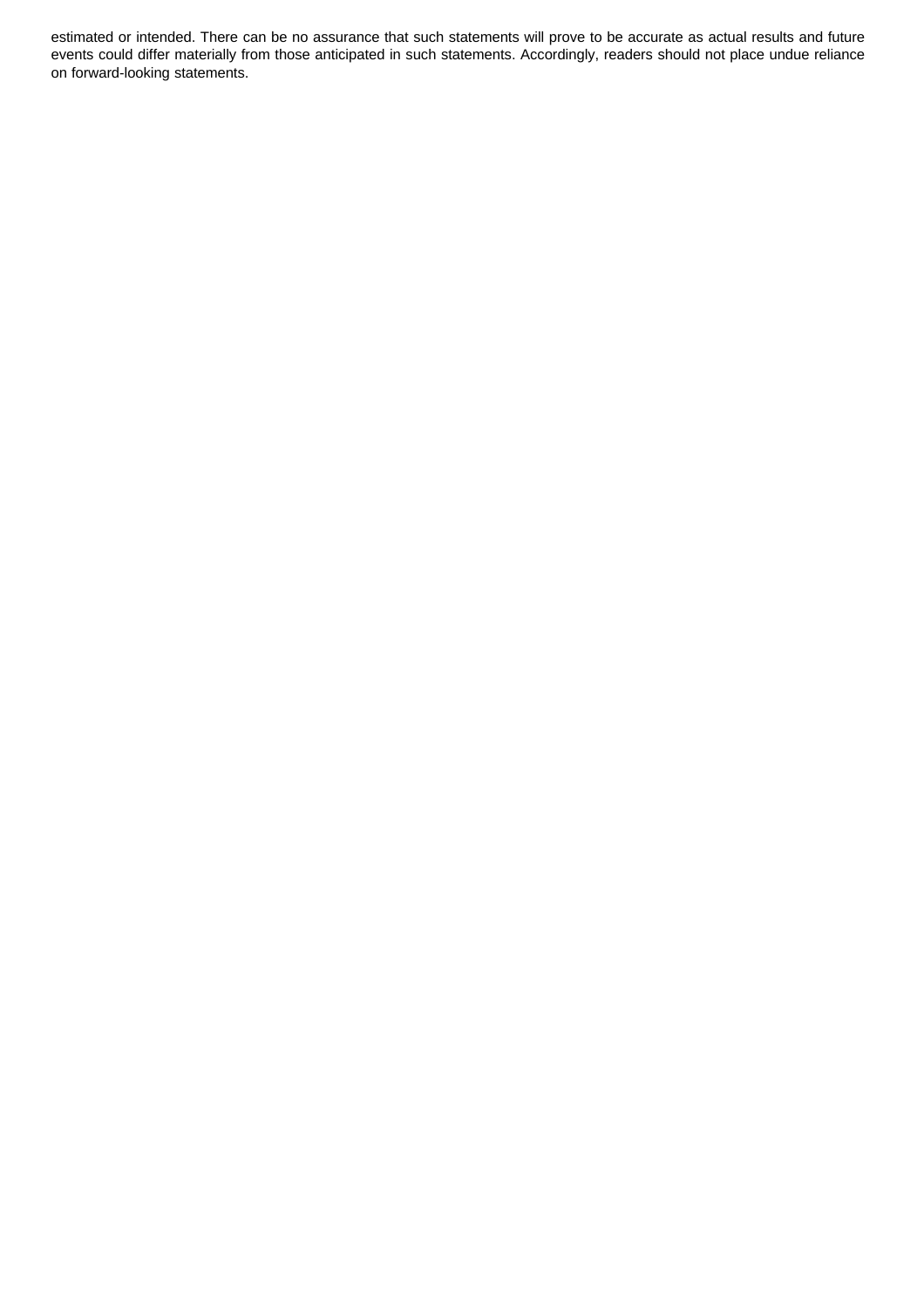estimated or intended. There can be no assurance that such statements will prove to be accurate as actual results and future events could differ materially from those anticipated in such statements. Accordingly, readers should not place undue reliance on forward-looking statements.